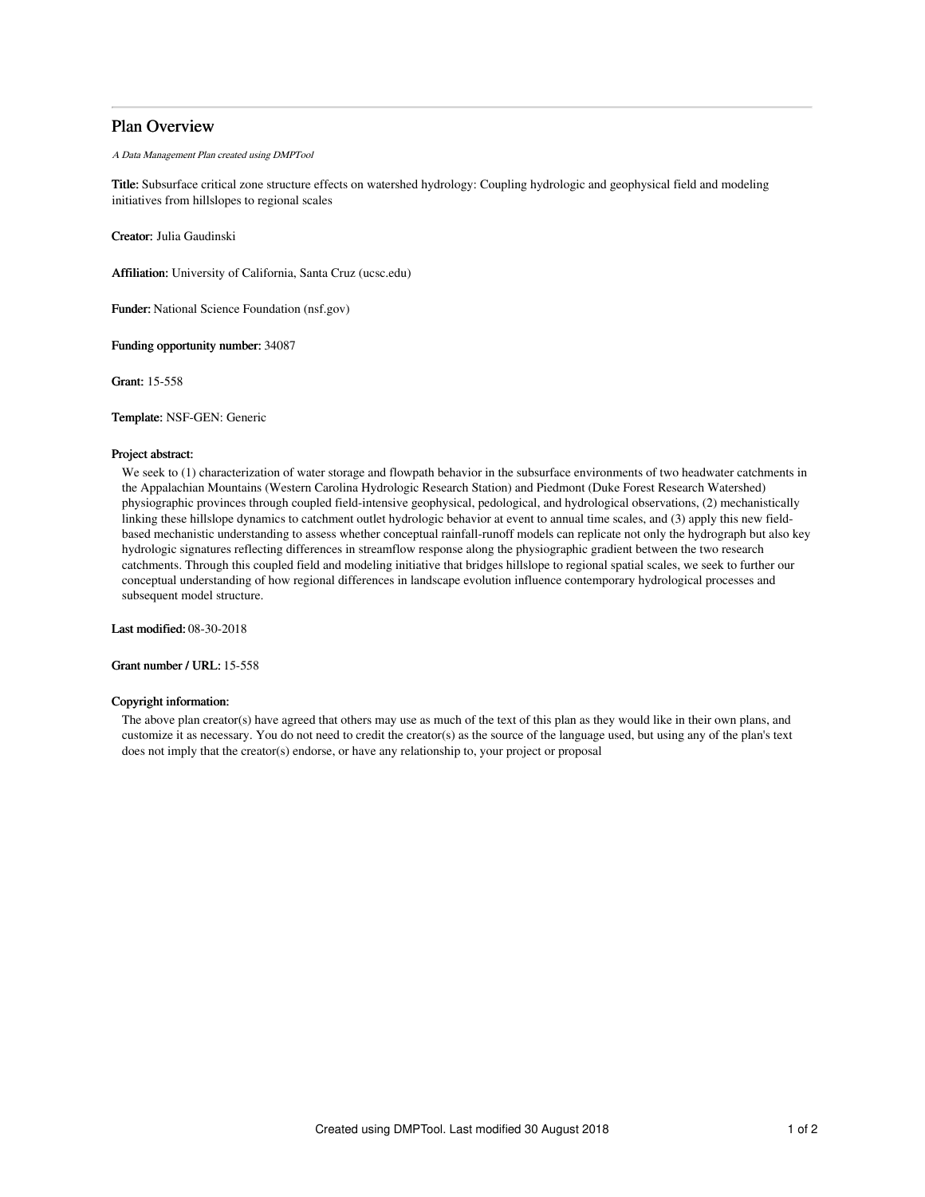# Plan Overview

*A Data Management Plan created using DMPTool*

**Title:** Subsurface critical zone structure effects on watershed hydrology: Coupling hydrologic and geophysical field and modeling initiatives from hillslopes to regional scales

**Creator:** Julia Gaudinski

**Affiliation:** University of California, Santa Cruz (ucsc.edu)

**Funder:** National Science Foundation (nsf.gov)

**Funding opportunity number:** 34087

**Grant:** 15-558

**Template:** NSF-GEN: Generic

**Project abstract:**

We seek to (1) characterization of water storage and flowpath behavior in the subsurface environments of two headwater catchments in the Appalachian Mountains (Western Carolina Hydrologic Research Station) and Piedmont (Duke Forest Research Watershed) physiographic provinces through coupled field-intensive geophysical, pedological, and hydrological observations, (2) mechanistically linking these hillslope dynamics to catchment outlet hydrologic behavior at event to annual time scales, and (3) apply this new field-based mechanistic understanding to assess whether conceptual rainfall-runoff models can replicate not only the hydrograph but also key hydrologic signatures reflecting differences in streamflow response along the physiographic gradient between the two research catchments. Through this coupled field and modeling initiative that bridges hillslope to regional spatial scales, we seek to further our conceptual understanding of how regional differences in landscape evolution influence contemporary hydrological processes and subsequent model structure.

**Last modified:** 08-30-2018

**Grant number / URL:** 15-558

**Copyright information:**

The above plan creator(s) have agreed that others may use as much of the text of this plan as they would like in their own plans, and customize it as necessary. You do not need to credit the creator(s) as the source of the language used, but using any of the plan's text does not imply that the creator(s) endorse, or have any relationship to, your project or proposal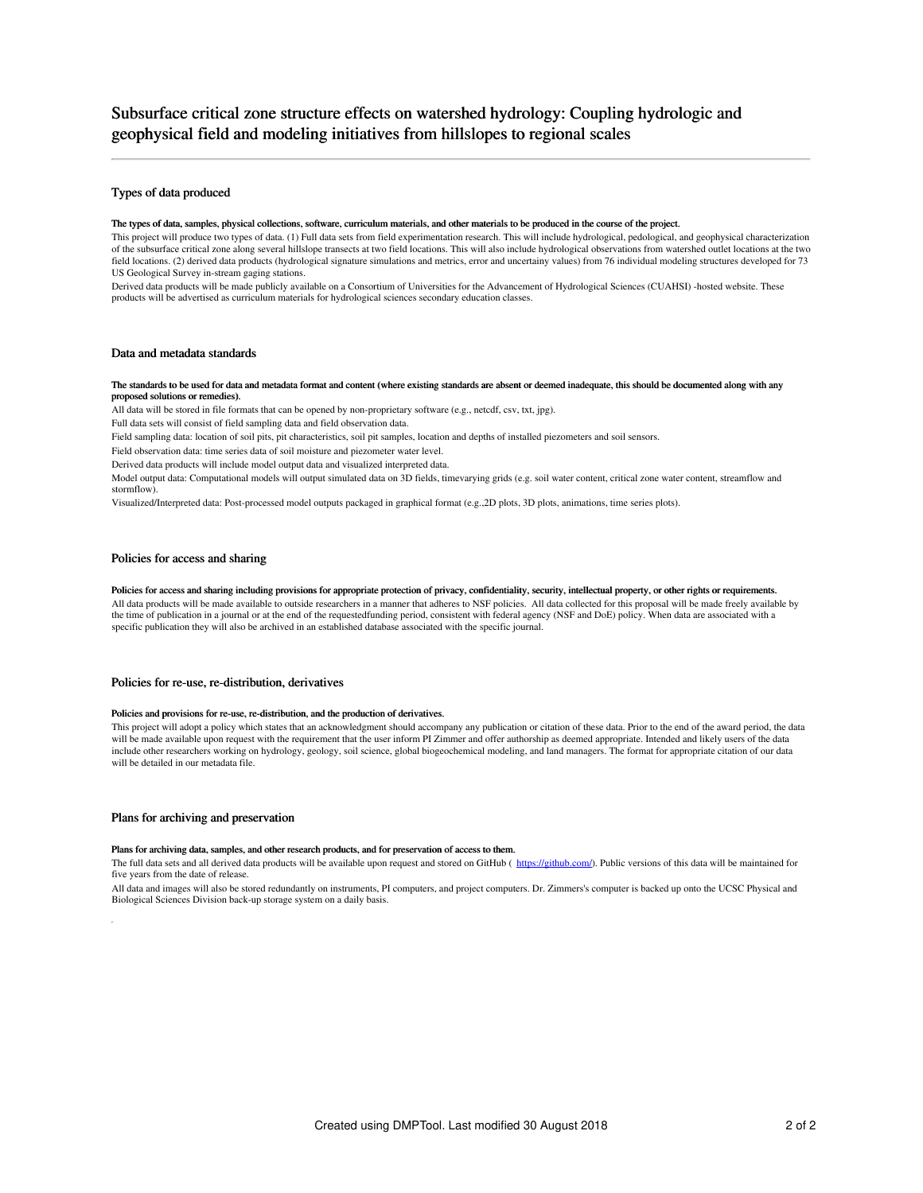# Subsurface critical zone structure effects on watershed hydrology: Coupling hydrologic and geophysical field and modeling initiatives from hillslopes to regional scales

## Types of data produced

**The types of data, samples, physical collections, software, curriculum materials, and other materials to be produced in the course of the project.**

This project will produce two types of data. (1) Full data sets from field experimentation research. This will include hydrological, pedological, and geophysical characterization of the subsurface critical zone along several hillslope transects at two field locations. This will also include hydrological observations from watershed outlet locations at the two field locations. (2) derived data products (hydrological signature simulations and metrics, error and uncertainy values) from 76 individual modeling structures developed for 73 US Geological Survey in-stream gaging stations.

Derived data products will be made publicly available on a Consortium of Universities for the Advancement of Hydrological Sciences (CUAHSI) -hosted website. These products will be advertised as curriculum materials for hydrological sciences secondary education classes.

## Data and metadata standards

**The standards to be used for data and metadata format and content (where existing standards are absent or deemed inadequate, this should be documented along with any proposed solutions or remedies).**

All data will be stored in file formats that can be opened by non-proprietary software (e.g., netcdf, csv, txt, jpg).

Full data sets will consist of field sampling data and field observation data.

Field sampling data: location of soil pits, pit characteristics, soil pit samples, location and depths of installed piezometers and soil sensors.

Field observation data: time series data of soil moisture and piezometer water level.

Derived data products will include model output data and visualized interpreted data.

Model output data: Computational models will output simulated data on 3D fields, timevarying grids (e.g. soil water content, critical zone water content, streamflow and stormflow).

Visualized/Interpreted data: Post-processed model outputs packaged in graphical format (e.g.,2D plots, 3D plots, animations, time series plots).

## Policies for access and sharing

**Policies for access and sharing including provisions for appropriate protection of privacy, confidentiality, security, intellectual property, or other rights or requirements.**

All data products will be made available to outside researchers in a manner that adheres to NSF policies. All data collected for this proposal will be made freely available by the time of publication in a journal or at the end of the requestedfunding period, consistent with federal agency (NSF and DoE) policy. When data are associated with a specific publication they will also be archived in an established database associated with the specific journal.

## Policies for re-use, re-distribution, derivatives

**Policies and provisions for re-use, re-distribution, and the production of derivatives.**

This project will adopt a policy which states that an acknowledgment should accompany any publication or citation of these data. Prior to the end of the award period, the data will be made available upon request with the requirement that the user inform PI Zimmer and offer authorship as deemed appropriate. Intended and likely users of the data include other researchers working on hydrology, geology, soil science, global biogeochemical modeling, and land managers. The format for appropriate citation of our data will be detailed in our metadata file.

## Plans for archiving and preservation

**Plans for archiving data, samples, and other research products, and for preservation of access to them.**

The full data sets and all derived data products will be available upon request and stored on GitHub ( https://github.com/). Public versions of this data will be maintained for five years from the date of release.

All data and images will also be stored redundantly on instruments, PI computers, and project computers. Dr. Zimmers's computer is backed up onto the UCSC Physical and Biological Sciences Division back-up storage system on a daily basis.